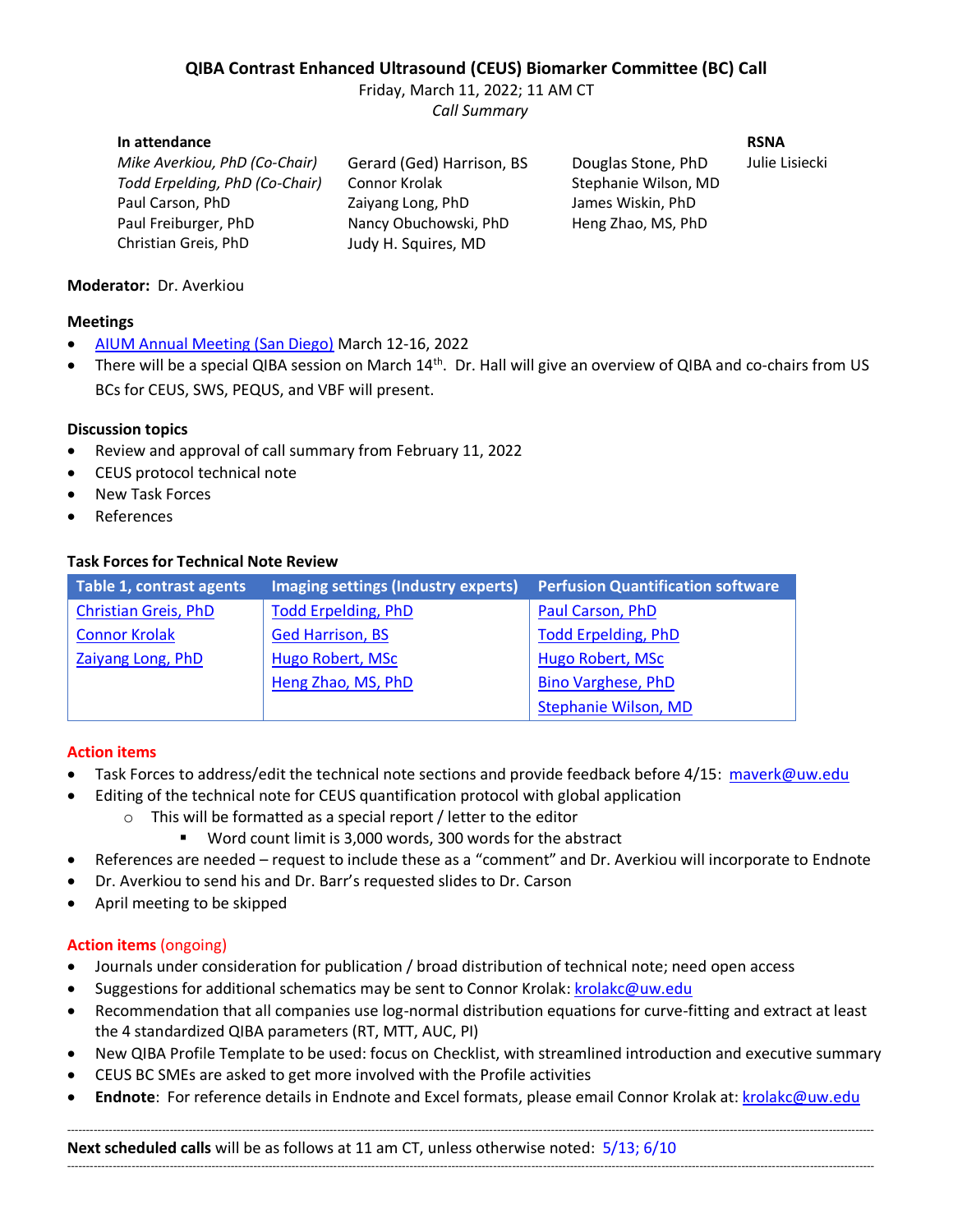# QIBA Contrast Enhanced Ultrasound (CEUS) Biomarker Committee (BC) Call

Friday, March 11, 2022; 11 AM CT

*Call Summary*

**In attendance**

*Mike Averkiou, PhD (Co-Chair)*
*Todd Erpelding, PhD (Co-Chair)*
Paul Carson, PhD
Paul Freiburger, PhD
Christian Greis, PhD
Gerard (Ged) Harrison, BS
Connor Krolak
Zaiyang Long, PhD
Nancy Obuchowski, PhD
Judy H. Squires, MD
Douglas Stone, PhD
Stephanie Wilson, MD
James Wiskin, PhD
Heng Zhao, MS, PhD

**RSNA**

Julie Lisiecki

**Moderator:** Dr. Averkiou

**Meetings**

- AIUM Annual Meeting (San Diego) March 12-16, 2022
- There will be a special QIBA session on March 14th. Dr. Hall will give an overview of QIBA and co-chairs from US BCs for CEUS, SWS, PEQUS, and VBF will present.

**Discussion topics**

- Review and approval of call summary from February 11, 2022
- CEUS protocol technical note
- New Task Forces
- References

**Task Forces for Technical Note Review**

| Table 1, contrast agents | Imaging settings (Industry experts) | Perfusion Quantification software |
|---|---|---|
| Christian Greis, PhD | Todd Erpelding, PhD | Paul Carson, PhD |
| Connor Krolak | Ged Harrison, BS | Todd Erpelding, PhD |
| Zaiyang Long, PhD | Hugo Robert, MSc | Hugo Robert, MSc |
| | Heng Zhao, MS, PhD | Bino Varghese, PhD |
| | | Stephanie Wilson, MD |

**Action items**

- Task Forces to address/edit the technical note sections and provide feedback before 4/15: maverk@uw.edu
- Editing of the technical note for CEUS quantification protocol with global application
  - This will be formatted as a special report / letter to the editor
    - Word count limit is 3,000 words, 300 words for the abstract
- References are needed – request to include these as a "comment" and Dr. Averkiou will incorporate to Endnote
- Dr. Averkiou to send his and Dr. Barr's requested slides to Dr. Carson
- April meeting to be skipped

**Action items** (ongoing)

- Journals under consideration for publication / broad distribution of technical note; need open access
- Suggestions for additional schematics may be sent to Connor Krolak: krolakc@uw.edu
- Recommendation that all companies use log-normal distribution equations for curve-fitting and extract at least the 4 standardized QIBA parameters (RT, MTT, AUC, PI)
- New QIBA Profile Template to be used: focus on Checklist, with streamlined introduction and executive summary
- CEUS BC SMEs are asked to get more involved with the Profile activities
- **Endnote**: For reference details in Endnote and Excel formats, please email Connor Krolak at: krolakc@uw.edu

---

**Next scheduled calls** will be as follows at 11 am CT, unless otherwise noted: 5/13; 6/10

---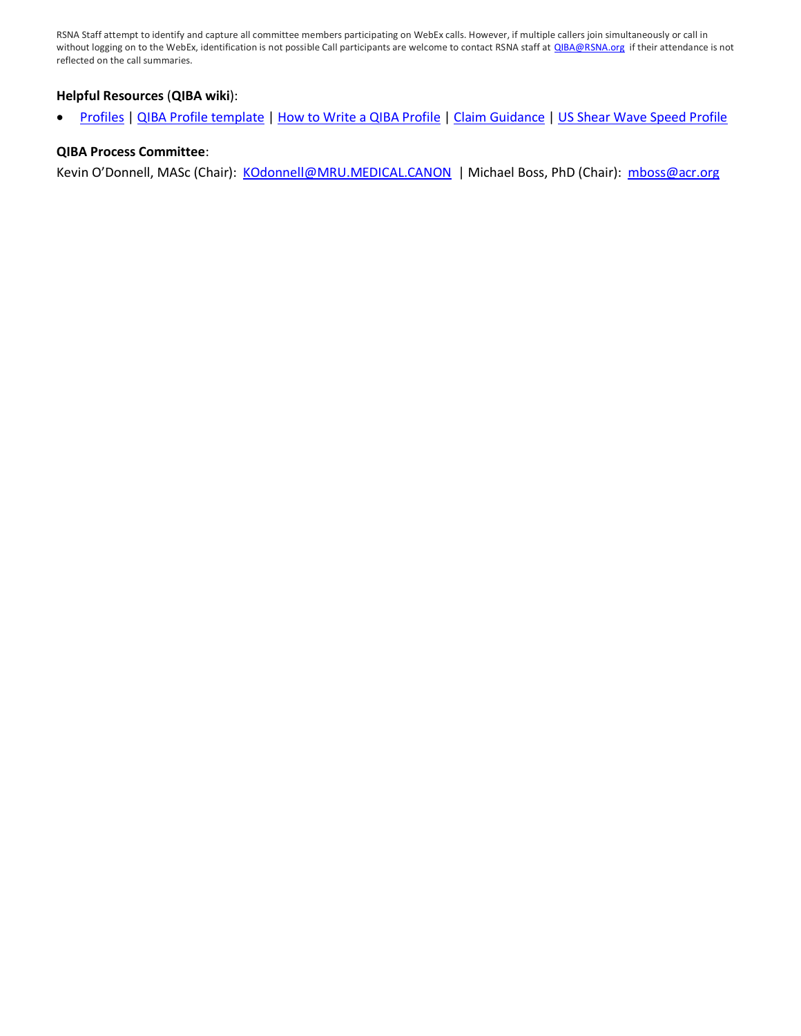RSNA Staff attempt to identify and capture all committee members participating on WebEx calls. However, if multiple callers join simultaneously or call in without logging on to the WebEx, identification is not possible Call participants are welcome to contact RSNA staff at QIBA@RSNA.org if their attendance is not reflected on the call summaries.

**Helpful Resources** (**QIBA wiki**):

- Profiles | QIBA Profile template | How to Write a QIBA Profile | Claim Guidance | US Shear Wave Speed Profile

**QIBA Process Committee**:

Kevin O'Donnell, MASc (Chair): KOdonnell@MRU.MEDICAL.CANON | Michael Boss, PhD (Chair): mboss@acr.org